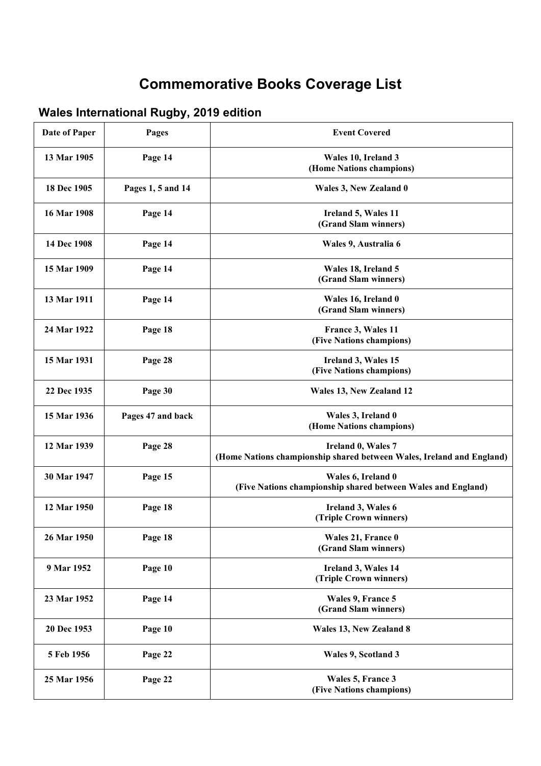# Commemorative Books Coverage List

## Wales International Rugby, 2019 edition

| Date of Paper | Pages | Event Covered |
|---|---|---|
| 13 Mar 1905 | Page 14 | Wales 10, Ireland 3<br>(Home Nations champions) |
| 18 Dec 1905 | Pages 1, 5 and 14 | Wales 3, New Zealand 0 |
| 16 Mar 1908 | Page 14 | Ireland 5, Wales 11<br>(Grand Slam winners) |
| 14 Dec 1908 | Page 14 | Wales 9, Australia 6 |
| 15 Mar 1909 | Page 14 | Wales 18, Ireland 5<br>(Grand Slam winners) |
| 13 Mar 1911 | Page 14 | Wales 16, Ireland 0<br>(Grand Slam winners) |
| 24 Mar 1922 | Page 18 | France 3, Wales 11<br>(Five Nations champions) |
| 15 Mar 1931 | Page 28 | Ireland 3, Wales 15<br>(Five Nations champions) |
| 22 Dec 1935 | Page 30 | Wales 13, New Zealand 12 |
| 15 Mar 1936 | Pages 47 and back | Wales 3, Ireland 0<br>(Home Nations champions) |
| 12 Mar 1939 | Page 28 | Ireland 0, Wales 7<br>(Home Nations championship shared between Wales, Ireland and England) |
| 30 Mar 1947 | Page 15 | Wales 6, Ireland 0<br>(Five Nations championship shared between Wales and England) |
| 12 Mar 1950 | Page 18 | Ireland 3, Wales 6<br>(Triple Crown winners) |
| 26 Mar 1950 | Page 18 | Wales 21, France 0<br>(Grand Slam winners) |
| 9 Mar 1952 | Page 10 | Ireland 3, Wales 14<br>(Triple Crown winners) |
| 23 Mar 1952 | Page 14 | Wales 9, France 5<br>(Grand Slam winners) |
| 20 Dec 1953 | Page 10 | Wales 13, New Zealand 8 |
| 5 Feb 1956 | Page 22 | Wales 9, Scotland 3 |
| 25 Mar 1956 | Page 22 | Wales 5, France 3<br>(Five Nations champions) |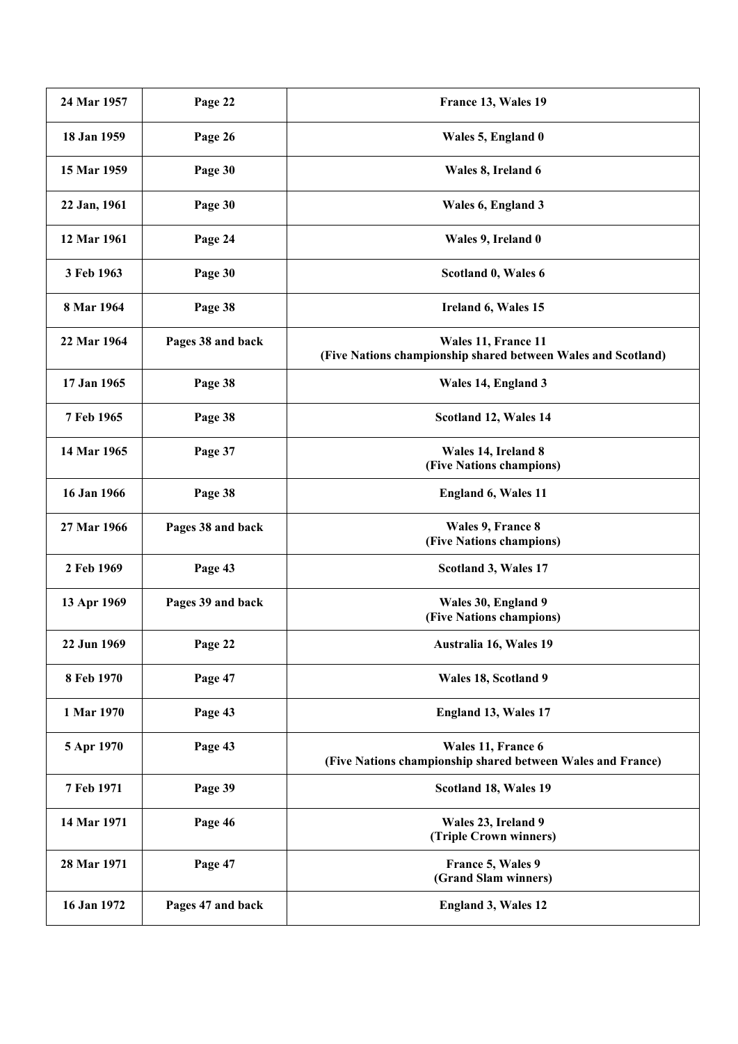| 24 Mar 1957 | Page 22 | France 13, Wales 19 |
|---|---|---|
| 18 Jan 1959 | Page 26 | Wales 5, England 0 |
| 15 Mar 1959 | Page 30 | Wales 8, Ireland 6 |
| 22 Jan, 1961 | Page 30 | Wales 6, England 3 |
| 12 Mar 1961 | Page 24 | Wales 9, Ireland 0 |
| 3 Feb 1963 | Page 30 | Scotland 0, Wales 6 |
| 8 Mar 1964 | Page 38 | Ireland 6, Wales 15 |
| 22 Mar 1964 | Pages 38 and back | Wales 11, France 11<br>(Five Nations championship shared between Wales and Scotland) |
| 17 Jan 1965 | Page 38 | Wales 14, England 3 |
| 7 Feb 1965 | Page 38 | Scotland 12, Wales 14 |
| 14 Mar 1965 | Page 37 | Wales 14, Ireland 8<br>(Five Nations champions) |
| 16 Jan 1966 | Page 38 | England 6, Wales 11 |
| 27 Mar 1966 | Pages 38 and back | Wales 9, France 8<br>(Five Nations champions) |
| 2 Feb 1969 | Page 43 | Scotland 3, Wales 17 |
| 13 Apr 1969 | Pages 39 and back | Wales 30, England 9<br>(Five Nations champions) |
| 22 Jun 1969 | Page 22 | Australia 16, Wales 19 |
| 8 Feb 1970 | Page 47 | Wales 18, Scotland 9 |
| 1 Mar 1970 | Page 43 | England 13, Wales 17 |
| 5 Apr 1970 | Page 43 | Wales 11, France 6<br>(Five Nations championship shared between Wales and France) |
| 7 Feb 1971 | Page 39 | Scotland 18, Wales 19 |
| 14 Mar 1971 | Page 46 | Wales 23, Ireland 9<br>(Triple Crown winners) |
| 28 Mar 1971 | Page 47 | France 5, Wales 9<br>(Grand Slam winners) |
| 16 Jan 1972 | Pages 47 and back | England 3, Wales 12 |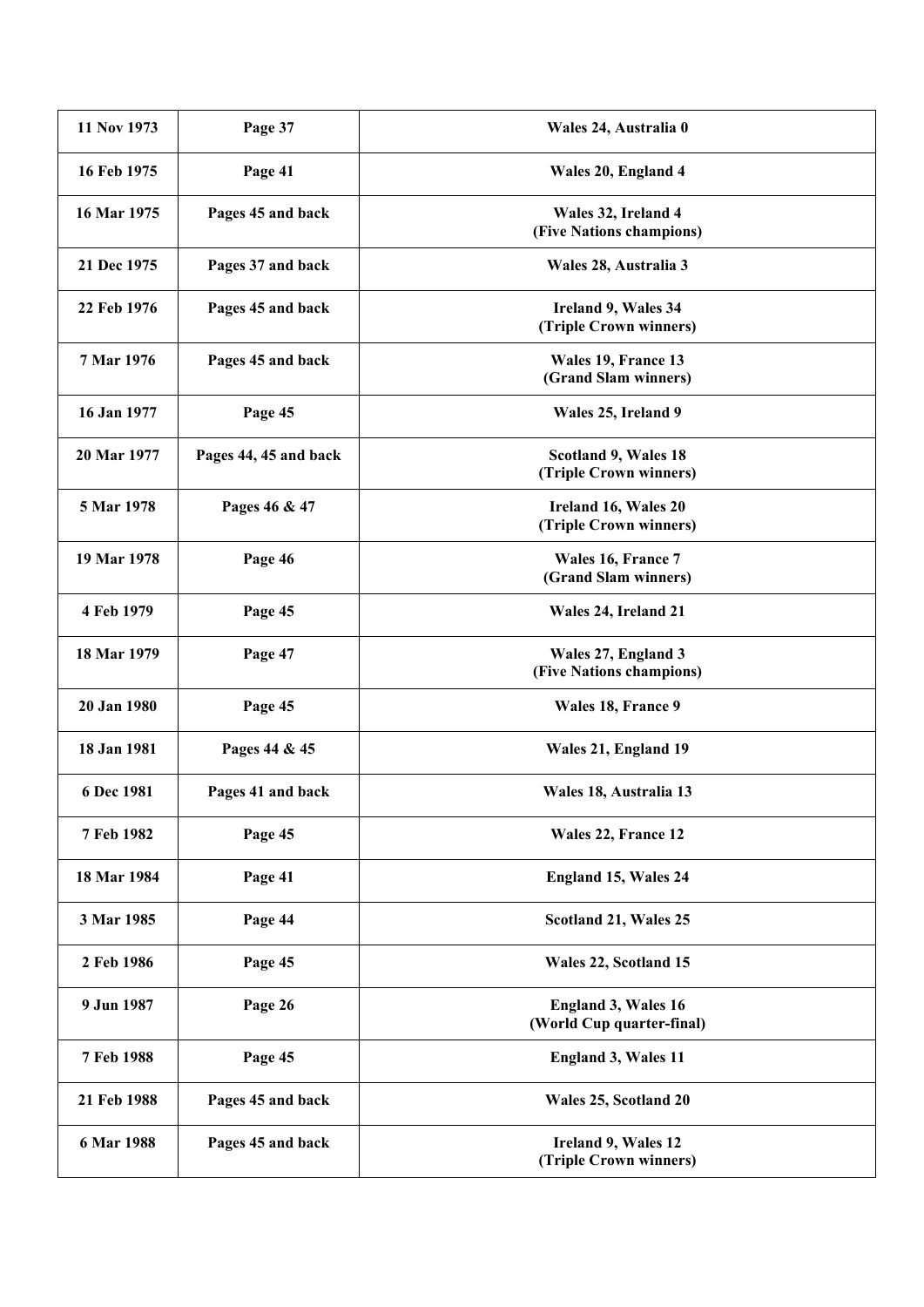| 11 Nov 1973 | Page 37 | Wales 24, Australia 0 |
|---|---|---|
| 16 Feb 1975 | Page 41 | Wales 20, England 4 |
| 16 Mar 1975 | Pages 45 and back | Wales 32, Ireland 4 (Five Nations champions) |
| 21 Dec 1975 | Pages 37 and back | Wales 28, Australia 3 |
| 22 Feb 1976 | Pages 45 and back | Ireland 9, Wales 34 (Triple Crown winners) |
| 7 Mar 1976 | Pages 45 and back | Wales 19, France 13 (Grand Slam winners) |
| 16 Jan 1977 | Page 45 | Wales 25, Ireland 9 |
| 20 Mar 1977 | Pages 44, 45 and back | Scotland 9, Wales 18 (Triple Crown winners) |
| 5 Mar 1978 | Pages 46 & 47 | Ireland 16, Wales 20 (Triple Crown winners) |
| 19 Mar 1978 | Page 46 | Wales 16, France 7 (Grand Slam winners) |
| 4 Feb 1979 | Page 45 | Wales 24, Ireland 21 |
| 18 Mar 1979 | Page 47 | Wales 27, England 3 (Five Nations champions) |
| 20 Jan 1980 | Page 45 | Wales 18, France 9 |
| 18 Jan 1981 | Pages 44 & 45 | Wales 21, England 19 |
| 6 Dec 1981 | Pages 41 and back | Wales 18, Australia 13 |
| 7 Feb 1982 | Page 45 | Wales 22, France 12 |
| 18 Mar 1984 | Page 41 | England 15, Wales 24 |
| 3 Mar 1985 | Page 44 | Scotland 21, Wales 25 |
| 2 Feb 1986 | Page 45 | Wales 22, Scotland 15 |
| 9 Jun 1987 | Page 26 | England 3, Wales 16 (World Cup quarter-final) |
| 7 Feb 1988 | Page 45 | England 3, Wales 11 |
| 21 Feb 1988 | Pages 45 and back | Wales 25, Scotland 20 |
| 6 Mar 1988 | Pages 45 and back | Ireland 9, Wales 12 (Triple Crown winners) |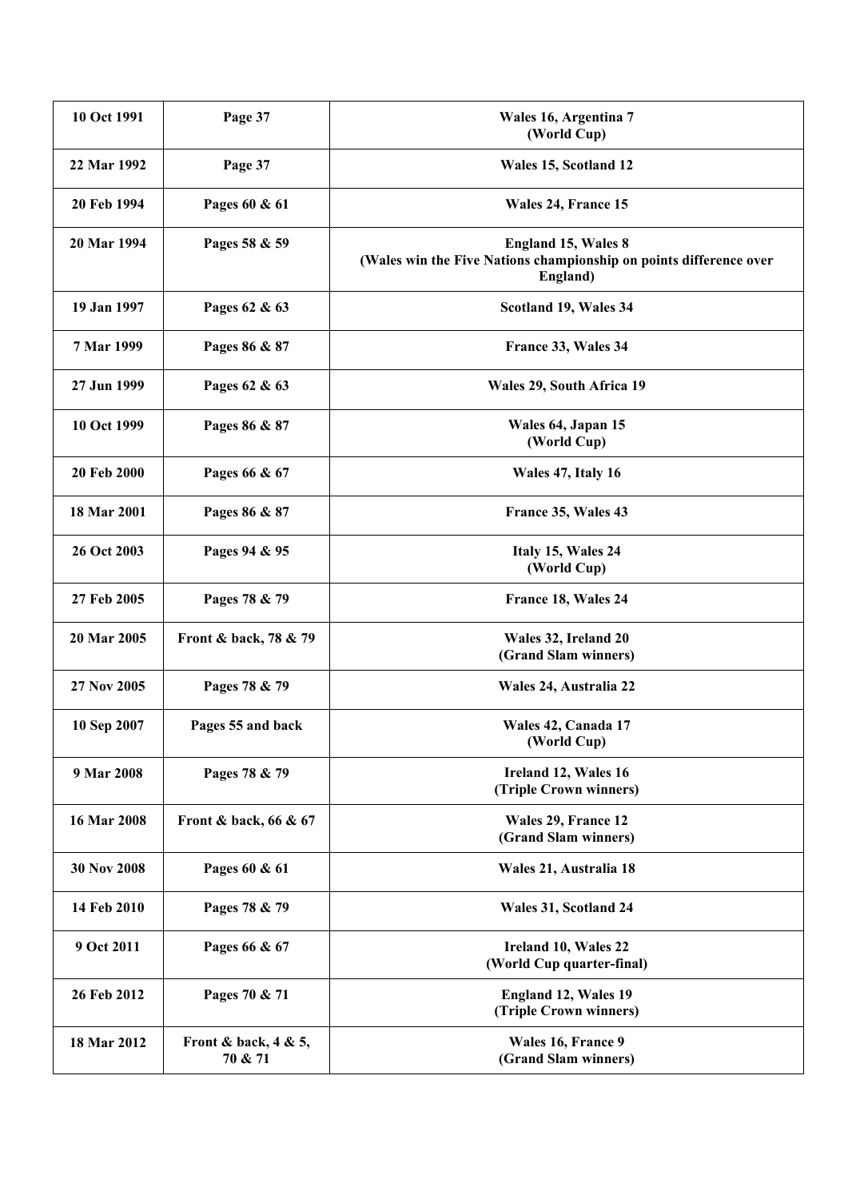| **10 Oct 1991** | **Page 37** | **Wales 16, Argentina 7 (World Cup)** |
|---|---|---|
| **22 Mar 1992** | **Page 37** | **Wales 15, Scotland 12** |
| **20 Feb 1994** | **Pages 60 & 61** | **Wales 24, France 15** |
| **20 Mar 1994** | **Pages 58 & 59** | **England 15, Wales 8 (Wales win the Five Nations championship on points difference over England)** |
| **19 Jan 1997** | **Pages 62 & 63** | **Scotland 19, Wales 34** |
| **7 Mar 1999** | **Pages 86 & 87** | **France 33, Wales 34** |
| **27 Jun 1999** | **Pages 62 & 63** | **Wales 29, South Africa 19** |
| **10 Oct 1999** | **Pages 86 & 87** | **Wales 64, Japan 15 (World Cup)** |
| **20 Feb 2000** | **Pages 66 & 67** | **Wales 47, Italy 16** |
| **18 Mar 2001** | **Pages 86 & 87** | **France 35, Wales 43** |
| **26 Oct 2003** | **Pages 94 & 95** | **Italy 15, Wales 24 (World Cup)** |
| **27 Feb 2005** | **Pages 78 & 79** | **France 18, Wales 24** |
| **20 Mar 2005** | **Front & back, 78 & 79** | **Wales 32, Ireland 20 (Grand Slam winners)** |
| **27 Nov 2005** | **Pages 78 & 79** | **Wales 24, Australia 22** |
| **10 Sep 2007** | **Pages 55 and back** | **Wales 42, Canada 17 (World Cup)** |
| **9 Mar 2008** | **Pages 78 & 79** | **Ireland 12, Wales 16 (Triple Crown winners)** |
| **16 Mar 2008** | **Front & back, 66 & 67** | **Wales 29, France 12 (Grand Slam winners)** |
| **30 Nov 2008** | **Pages 60 & 61** | **Wales 21, Australia 18** |
| **14 Feb 2010** | **Pages 78 & 79** | **Wales 31, Scotland 24** |
| **9 Oct 2011** | **Pages 66 & 67** | **Ireland 10, Wales 22 (World Cup quarter-final)** |
| **26 Feb 2012** | **Pages 70 & 71** | **England 12, Wales 19 (Triple Crown winners)** |
| **18 Mar 2012** | **Front & back, 4 & 5, 70 & 71** | **Wales 16, France 9 (Grand Slam winners)** |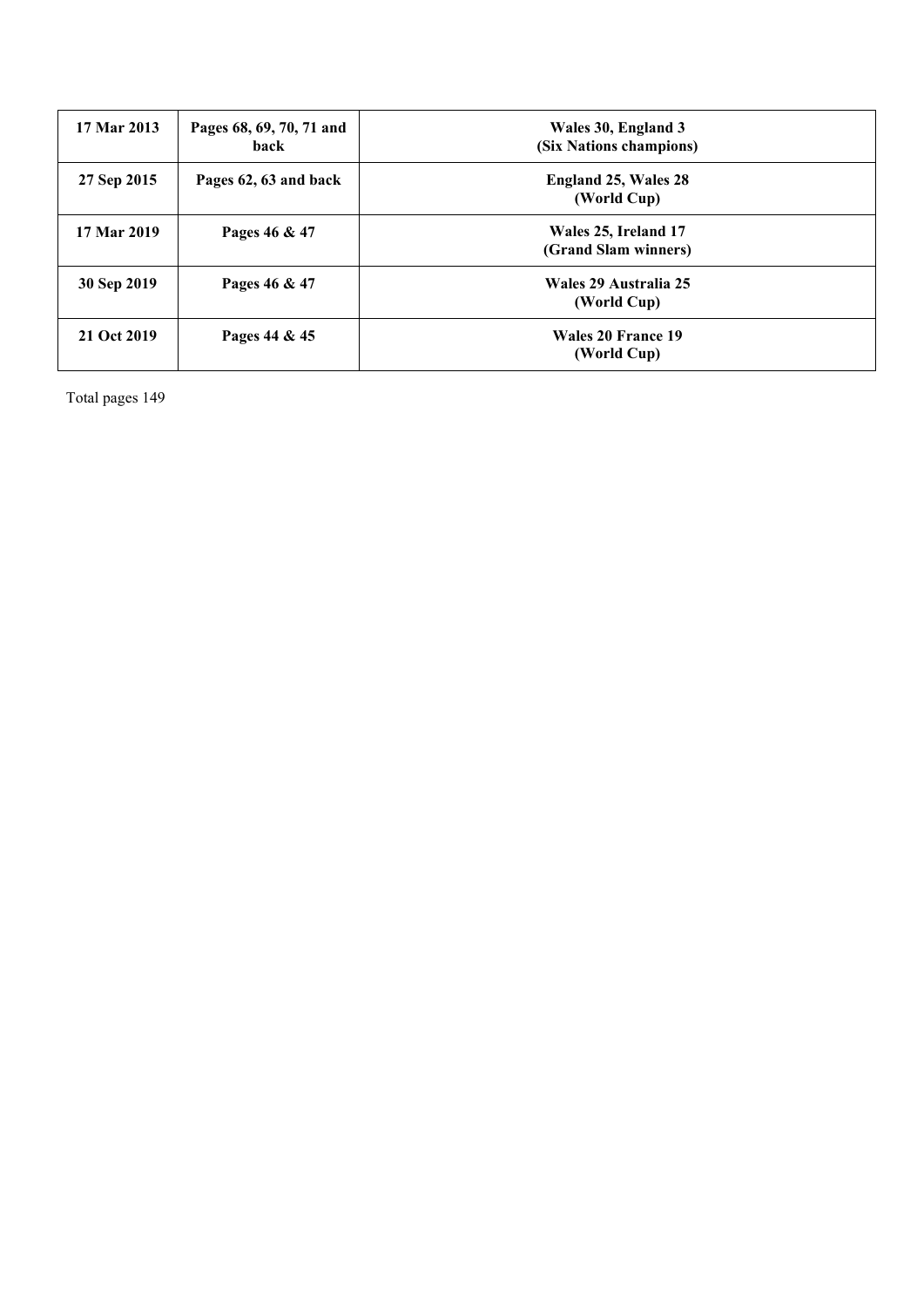| | | |
|---|---|---|
| **17 Mar 2013** | **Pages 68, 69, 70, 71 and back** | **Wales 30, England 3 (Six Nations champions)** |
| **27 Sep 2015** | **Pages 62, 63 and back** | **England 25, Wales 28 (World Cup)** |
| **17 Mar 2019** | **Pages 46 & 47** | **Wales 25, Ireland 17 (Grand Slam winners)** |
| **30 Sep 2019** | **Pages 46 & 47** | **Wales 29 Australia 25 (World Cup)** |
| **21 Oct 2019** | **Pages 44 & 45** | **Wales 20 France 19 (World Cup)** |

Total pages 149